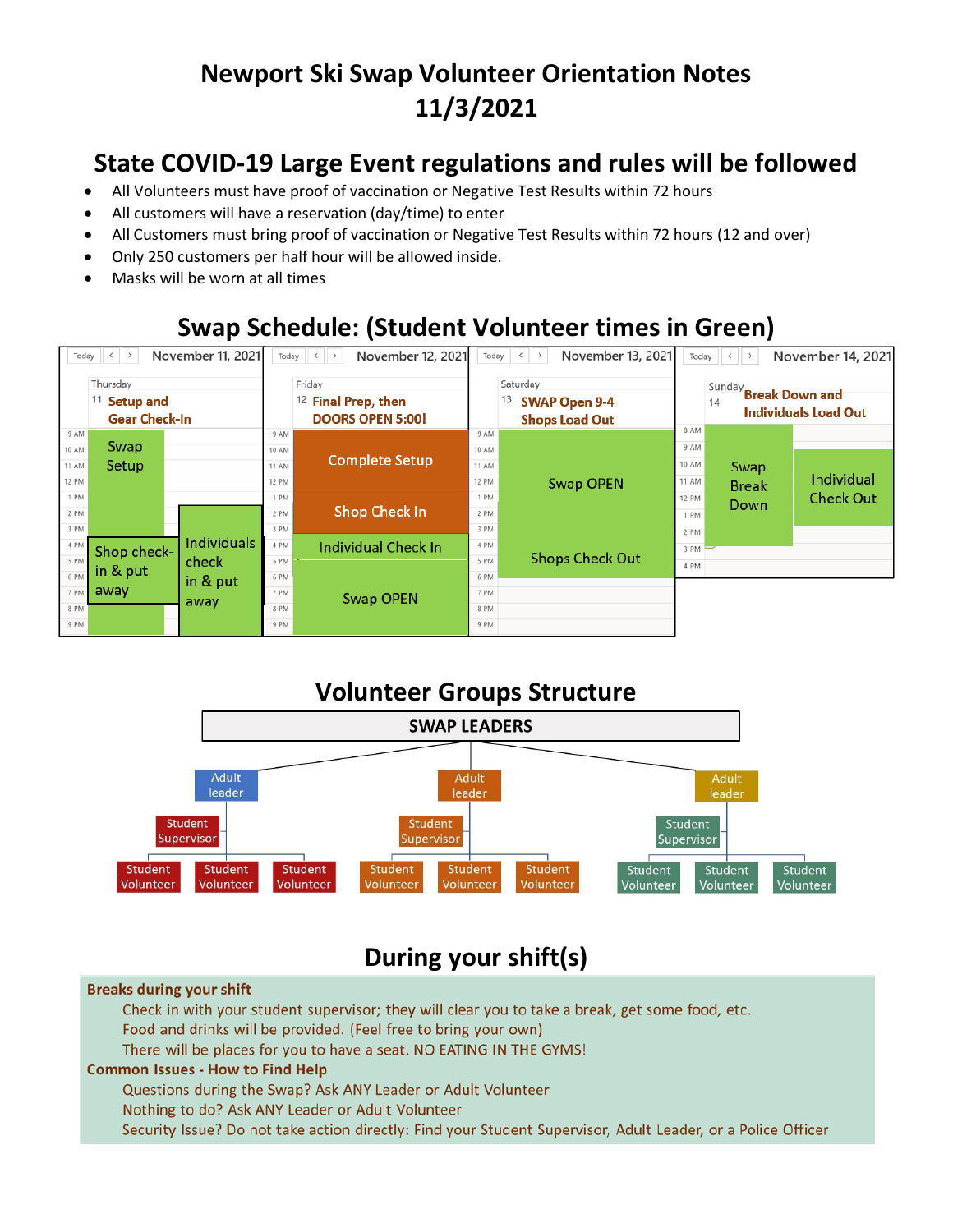# Newport Ski Swap Volunteer Orientation Notes 11/3/2021

## State COVID-19 Large Event regulations and rules will be followed

- All Volunteers must have proof of vaccination or Negative Test Results within 72 hours
- All customers will have a reservation (day/time) to enter
- All Customers must bring proof of vaccination or Negative Test Results within 72 hours (12 and over)
- Only 250 customers per half hour will be allowed inside.
- Masks will be worn at all times

## Swap Schedule: (Student Volunteer times in Green)

**November 11, 2021 — Thursday 11: Setup and Gear Check-In**
- 10 AM – 3 PM: Swap Setup
- 4 PM – 7 PM: Shop check-in & put away
- 3 PM – 9 PM: Individuals check in & put away

**November 12, 2021 — Friday 12: Final Prep, then DOORS OPEN 5:00!**
- 9 AM – 1 PM: Complete Setup
- 1 PM – 3 PM: Shop Check In
- 4 PM – 5 PM: Individual Check In
- 5 PM – 9 PM: Swap OPEN

**November 13, 2021 — Saturday 13: SWAP Open 9-4, Shops Load Out**
- 9 AM – 4 PM: Swap OPEN
- 4 PM – 6 PM: Shops Check Out

**November 14, 2021 — Sunday 14: Break Down and Individuals Load Out**
- 8 AM – 3 PM: Swap Break Down
- 9 AM – 2 PM: Individual Check Out

## Volunteer Groups Structure

**SWAP LEADERS**
- Adult leader
  - Student Supervisor
    - Student Volunteer
    - Student Volunteer
    - Student Volunteer
- Adult leader
  - Student Supervisor
    - Student Volunteer
    - Student Volunteer
    - Student Volunteer
- Adult leader
  - Student Supervisor
    - Student Volunteer
    - Student Volunteer
    - Student Volunteer

## During your shift(s)

**Breaks during your shift**

Check in with your student supervisor; they will clear you to take a break, get some food, etc.
Food and drinks will be provided. (Feel free to bring your own)
There will be places for you to have a seat. NO EATING IN THE GYMS!

**Common Issues - How to Find Help**

Questions during the Swap? Ask ANY Leader or Adult Volunteer
Nothing to do? Ask ANY Leader or Adult Volunteer
Security Issue? Do not take action directly: Find your Student Supervisor, Adult Leader, or a Police Officer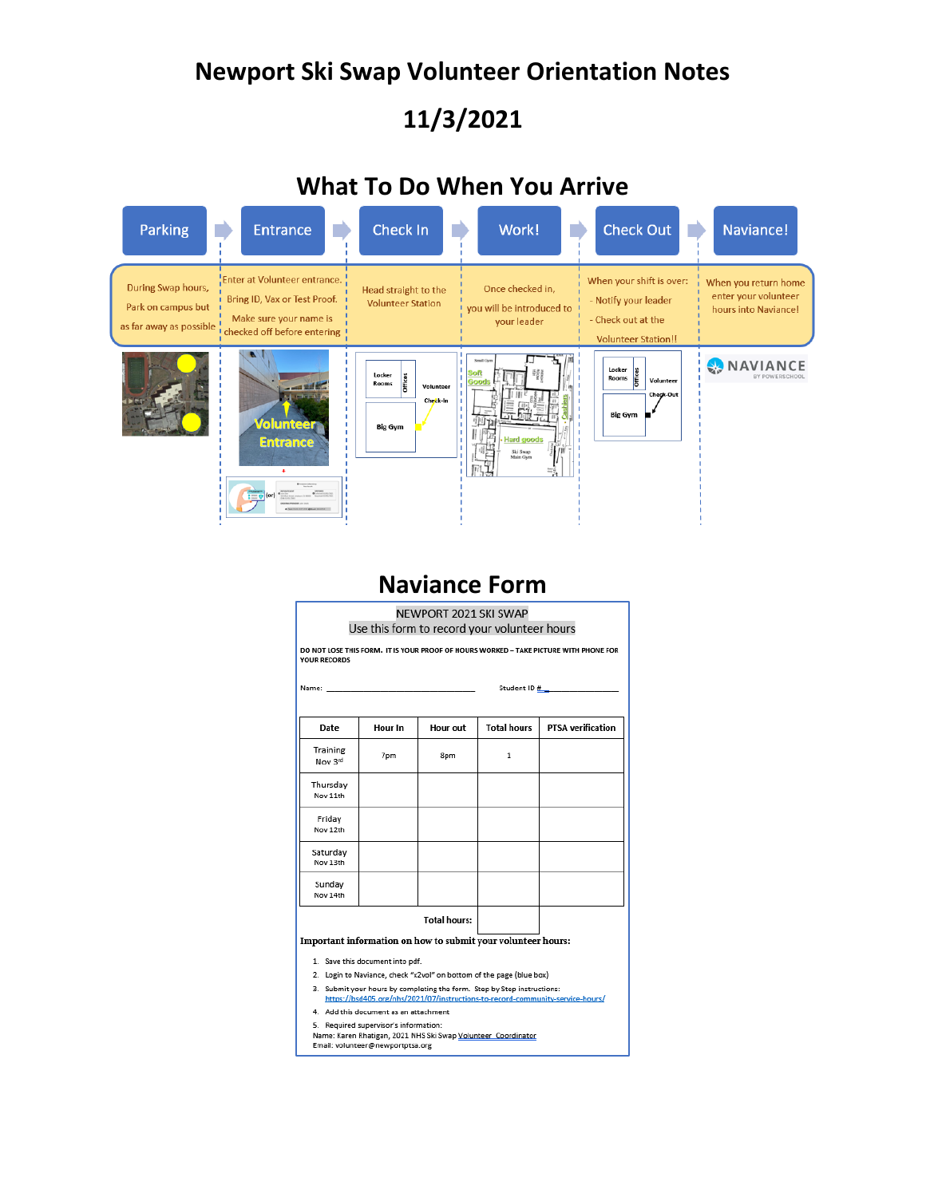# Newport Ski Swap Volunteer Orientation Notes

## 11/3/2021

## What To Do When You Arrive

| Parking | Entrance | Check In | Work! | Check Out | Naviance! |
|---|---|---|---|---|---|
| During Swap hours, Park on campus but as far away as possible | Enter at Volunteer entrance. Bring ID, Vax or Test Proof. Make sure your name is checked off before entering | Head straight to the Volunteer Station | Once checked in, you will be introduced to your leader | When your shift is over: - Notify your leader - Check out at the Volunteer Station!! | When you return home enter your volunteer hours into Naviance! |

Volunteer Entrance

Locker Rooms | Offices | Volunteer Check-In | Big Gym

Small Gym | Soft Goods | Cashiers | Hard goods | Ski Swap Main Gym

Locker Rooms | Offices | Volunteer Check-Out | Big Gym

NAVIANCE BY POWERSCHOOL

## Naviance Form

NEWPORT 2021 SKI SWAP

Use this form to record your volunteer hours

**DO NOT LOSE THIS FORM. IT IS YOUR PROOF OF HOURS WORKED – TAKE PICTURE WITH PHONE FOR YOUR RECORDS**

Name: ______________________ Student ID #______________

| Date | Hour In | Hour out | Total hours | PTSA verification |
|---|---|---|---|---|
| Training Nov 3rd | 7pm | 8pm | 1 | |
| Thursday Nov 11th | | | | |
| Friday Nov 12th | | | | |
| Saturday Nov 13th | | | | |
| Sunday Nov 14th | | | | |
| | | **Total hours:** | | |

**Important information on how to submit your volunteer hours:**

1. Save this document into pdf.
2. Login to Naviance, check "x2vol" on bottom of the page (blue box)
3. Submit your hours by completing the form. Step by Step instructions: https://bsd405.org/nhs/2021/07/instructions-to-record-community-service-hours/
4. Add this document as an attachment
5. Required supervisor's information:
   Name: Karen Rhatigan, 2021 NHS Ski Swap Volunteer Coordinator
   Email: volunteer@newportptsa.org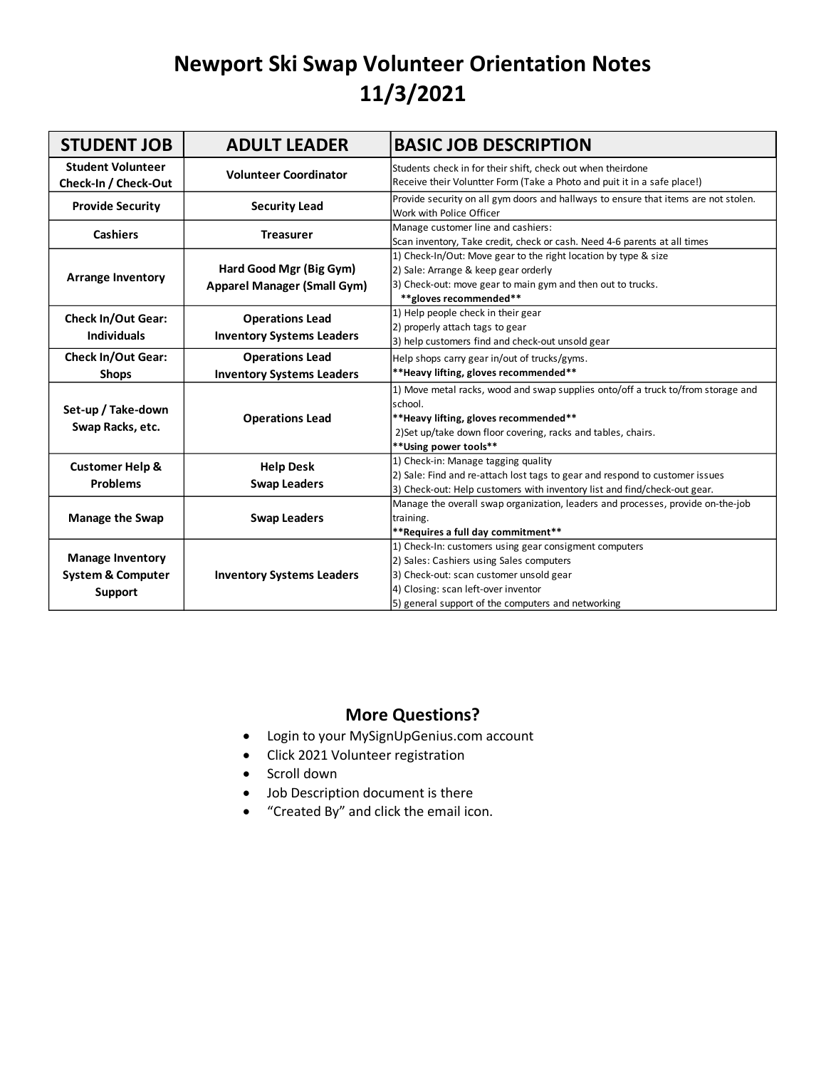# Newport Ski Swap Volunteer Orientation Notes
# 11/3/2021

| STUDENT JOB | ADULT LEADER | BASIC JOB DESCRIPTION |
|---|---|---|
| **Student Volunteer Check-In / Check-Out** | **Volunteer Coordinator** | Students check in for their shift, check out when theirdone<br>Receive their Voluntter Form (Take a Photo and puit it in a safe place!) |
| **Provide Security** | **Security Lead** | Provide security on all gym doors and hallways to ensure that items are not stolen.<br>Work with Police Officer |
| **Cashiers** | **Treasurer** | Manage customer line and cashiers:<br>Scan inventory, Take credit, check or cash. Need 4-6 parents at all times |
| **Arrange Inventory** | **Hard Good Mgr (Big Gym)**<br>**Apparel Manager (Small Gym)** | 1) Check-In/Out: Move gear to the right location by type & size<br>2) Sale: Arrange & keep gear orderly<br>3) Check-out: move gear to main gym and then out to trucks.<br>**gloves recommended** |
| **Check In/Out Gear: Individuals** | **Operations Lead**<br>**Inventory Systems Leaders** | 1) Help people check in their gear<br>2) properly attach tags to gear<br>3) help customers find and check-out unsold gear |
| **Check In/Out Gear: Shops** | **Operations Lead**<br>**Inventory Systems Leaders** | Help shops carry gear in/out of trucks/gyms.<br>**Heavy lifting, gloves recommended** |
| **Set-up / Take-down Swap Racks, etc.** | **Operations Lead** | 1) Move metal racks, wood and swap supplies onto/off a truck to/from storage and school.<br>**Heavy lifting, gloves recommended**<br>2)Set up/take down floor covering, racks and tables, chairs.<br>**Using power tools** |
| **Customer Help & Problems** | **Help Desk**<br>**Swap Leaders** | 1) Check-in: Manage tagging quality<br>2) Sale: Find and re-attach lost tags to gear and respond to customer issues<br>3) Check-out: Help customers with inventory list and find/check-out gear. |
| **Manage the Swap** | **Swap Leaders** | Manage the overall swap organization, leaders and processes, provide on-the-job training.<br>**Requires a full day commitment** |
| **Manage Inventory System & Computer Support** | **Inventory Systems Leaders** | 1) Check-In: customers using gear consigment computers<br>2) Sales: Cashiers using Sales computers<br>3) Check-out: scan customer unsold gear<br>4) Closing: scan left-over inventor<br>5) general support of the computers and networking |

## More Questions?

- Login to your MySignUpGenius.com account
- Click 2021 Volunteer registration
- Scroll down
- Job Description document is there
- "Created By" and click the email icon.